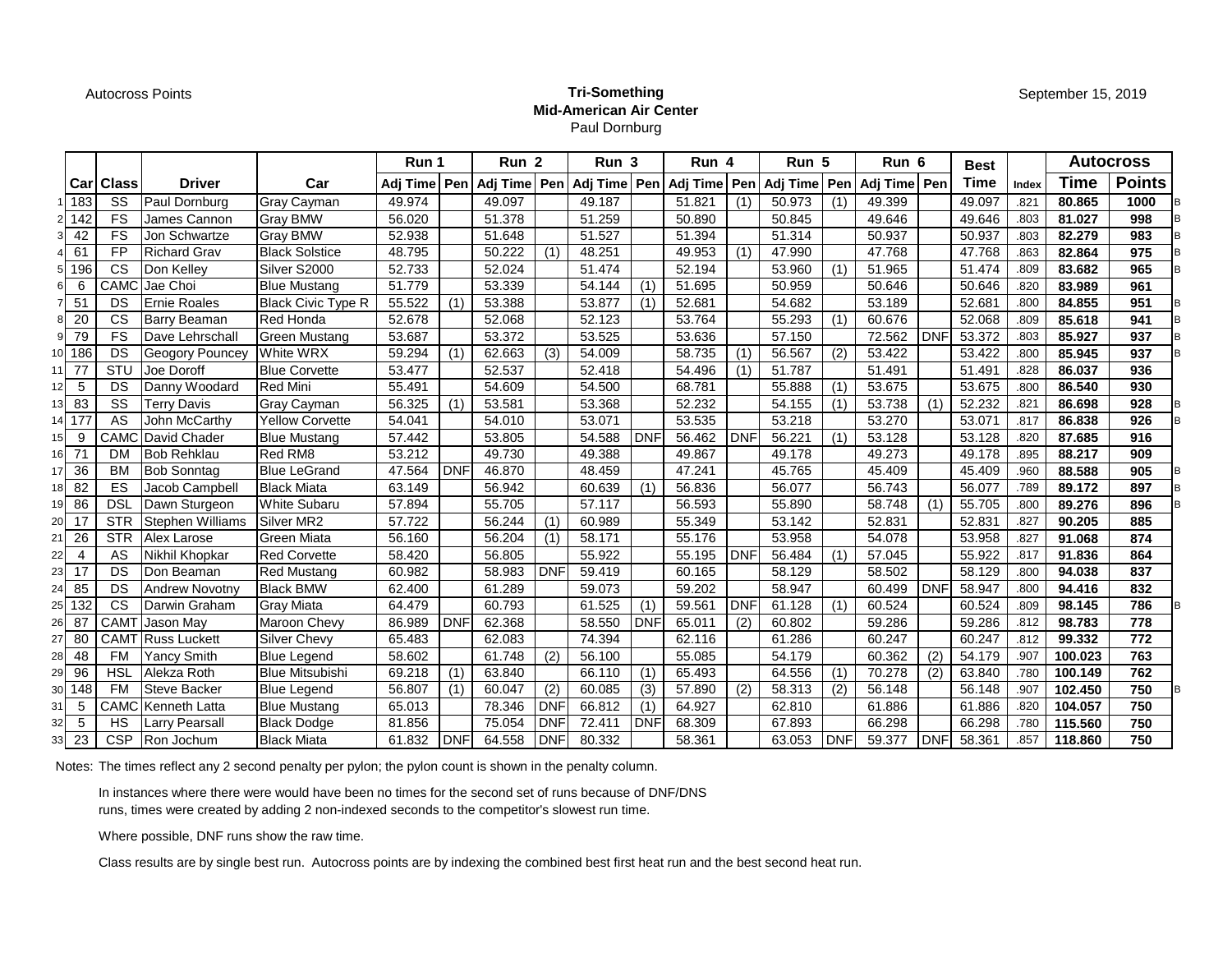Autocross Points

**Tri-Something**
**Mid-American Air Center**
Paul Dornburg

September 15, 2019

| | Car | Class | Driver | Car | Run 1 | | Run 2 | | Run 3 | | Run 4 | | Run 5 | | Run 6 | | Best | | Autocross | | |
|---|---|---|---|---|---|---|---|---|---|---|---|---|---|---|---|---|---|---|---|---|---|
| | | | | | Adj Time | Pen | Adj Time | Pen | Adj Time | Pen | Adj Time | Pen | Adj Time | Pen | Adj Time | Pen | Time | Index | Time | Points | |
| 1 | 183 | SS | Paul Dornburg | Gray Cayman | 49.974 | | 49.097 | | 49.187 | | 51.821 | (1) | 50.973 | (1) | 49.399 | | 49.097 | .821 | **80.865** | **1000** | B |
| 2 | 142 | FS | James Cannon | Gray BMW | 56.020 | | 51.378 | | 51.259 | | 50.890 | | 50.845 | | 49.646 | | 49.646 | .803 | **81.027** | **998** | B |
| 3 | 42 | FS | Jon Schwartze | Gray BMW | 52.938 | | 51.648 | | 51.527 | | 51.394 | | 51.314 | | 50.937 | | 50.937 | .803 | **82.279** | **983** | B |
| 4 | 61 | FP | Richard Grav | Black Solstice | 48.795 | | 50.222 | (1) | 48.251 | | 49.953 | (1) | 47.990 | | 47.768 | | 47.768 | .863 | **82.864** | **975** | B |
| 5 | 196 | CS | Don Kelley | Silver S2000 | 52.733 | | 52.024 | | 51.474 | | 52.194 | | 53.960 | (1) | 51.965 | | 51.474 | .809 | **83.682** | **965** | B |
| 6 | 6 | CAMC | Jae Choi | Blue Mustang | 51.779 | | 53.339 | | 54.144 | (1) | 51.695 | | 50.959 | | 50.646 | | 50.646 | .820 | **83.989** | **961** | |
| 7 | 51 | DS | Ernie Roales | Black Civic Type R | 55.522 | (1) | 53.388 | | 53.877 | (1) | 52.681 | | 54.682 | | 53.189 | | 52.681 | .800 | **84.855** | **951** | B |
| 8 | 20 | CS | Barry Beaman | Red Honda | 52.678 | | 52.068 | | 52.123 | | 53.764 | | 55.293 | (1) | 60.676 | | 52.068 | .809 | **85.618** | **941** | B |
| 9 | 79 | FS | Dave Lehrschall | Green Mustang | 53.687 | | 53.372 | | 53.525 | | 53.636 | | 57.150 | | 72.562 | DNF | 53.372 | .803 | **85.927** | **937** | B |
| 10 | 186 | DS | Geogory Pouncey | White WRX | 59.294 | (1) | 62.663 | (3) | 54.009 | | 58.735 | (1) | 56.567 | (2) | 53.422 | | 53.422 | .800 | **85.945** | **937** | B |
| 11 | 77 | STU | Joe Doroff | Blue Corvette | 53.477 | | 52.537 | | 52.418 | | 54.496 | (1) | 51.787 | | 51.491 | | 51.491 | .828 | **86.037** | **936** | |
| 12 | 5 | DS | Danny Woodard | Red Mini | 55.491 | | 54.609 | | 54.500 | | 68.781 | | 55.888 | (1) | 53.675 | | 53.675 | .800 | **86.540** | **930** | |
| 13 | 83 | SS | Terry Davis | Gray Cayman | 56.325 | (1) | 53.581 | | 53.368 | | 52.232 | | 54.155 | (1) | 53.738 | (1) | 52.232 | .821 | **86.698** | **928** | B |
| 14 | 177 | AS | John McCarthy | Yellow Corvette | 54.041 | | 54.010 | | 53.071 | | 53.535 | | 53.218 | | 53.270 | | 53.071 | .817 | **86.838** | **926** | B |
| 15 | 9 | CAMC | David Chader | Blue Mustang | 57.442 | | 53.805 | | 54.588 | DNF | 56.462 | DNF | 56.221 | (1) | 53.128 | | 53.128 | .820 | **87.685** | **916** | |
| 16 | 71 | DM | Bob Rehklau | Red RM8 | 53.212 | | 49.730 | | 49.388 | | 49.867 | | 49.178 | | 49.273 | | 49.178 | .895 | **88.217** | **909** | |
| 17 | 36 | BM | Bob Sonntag | Blue LeGrand | 47.564 | DNF | 46.870 | | 48.459 | | 47.241 | | 45.765 | | 45.409 | | 45.409 | .960 | **88.588** | **905** | B |
| 18 | 82 | ES | Jacob Campbell | Black Miata | 63.149 | | 56.942 | | 60.639 | (1) | 56.836 | | 56.077 | | 56.743 | | 56.077 | .789 | **89.172** | **897** | B |
| 19 | 86 | DSL | Dawn Sturgeon | White Subaru | 57.894 | | 55.705 | | 57.117 | | 56.593 | | 55.890 | | 58.748 | (1) | 55.705 | .800 | **89.276** | **896** | B |
| 20 | 17 | STR | Stephen Williams | Silver MR2 | 57.722 | | 56.244 | (1) | 60.989 | | 55.349 | | 53.142 | | 52.831 | | 52.831 | .827 | **90.205** | **885** | |
| 21 | 26 | STR | Alex Larose | Green Miata | 56.160 | | 56.204 | (1) | 58.171 | | 55.176 | | 53.958 | | 54.078 | | 53.958 | .827 | **91.068** | **874** | |
| 22 | 4 | AS | Nikhil Khopkar | Red Corvette | 58.420 | | 56.805 | | 55.922 | | 55.195 | DNF | 56.484 | (1) | 57.045 | | 55.922 | .817 | **91.836** | **864** | |
| 23 | 17 | DS | Don Beaman | Red Mustang | 60.982 | | 58.983 | DNF | 59.419 | | 60.165 | | 58.129 | | 58.502 | | 58.129 | .800 | **94.038** | **837** | |
| 24 | 85 | DS | Andrew Novotny | Black BMW | 62.400 | | 61.289 | | 59.073 | | 59.202 | | 58.947 | | 60.499 | DNF | 58.947 | .800 | **94.416** | **832** | |
| 25 | 132 | CS | Darwin Graham | Gray Miata | 64.479 | | 60.793 | | 61.525 | (1) | 59.561 | DNF | 61.128 | (1) | 60.524 | | 60.524 | .809 | **98.145** | **786** | B |
| 26 | 87 | CAMT | Jason May | Maroon Chevy | 86.989 | DNF | 62.368 | | 58.550 | DNF | 65.011 | (2) | 60.802 | | 59.286 | | 59.286 | .812 | **98.783** | **778** | |
| 27 | 80 | CAMT | Russ Luckett | Silver Chevy | 65.483 | | 62.083 | | 74.394 | | 62.116 | | 61.286 | | 60.247 | | 60.247 | .812 | **99.332** | **772** | |
| 28 | 48 | FM | Yancy Smith | Blue Legend | 58.602 | | 61.748 | (2) | 56.100 | | 55.085 | | 54.179 | | 60.362 | (2) | 54.179 | .907 | **100.023** | **763** | |
| 29 | 96 | HSL | Alekza Roth | Blue Mitsubishi | 69.218 | (1) | 63.840 | | 66.110 | (1) | 65.493 | | 64.556 | (1) | 70.278 | (2) | 63.840 | .780 | **100.149** | **762** | |
| 30 | 148 | FM | Steve Backer | Blue Legend | 56.807 | (1) | 60.047 | (2) | 60.085 | (3) | 57.890 | (2) | 58.313 | (2) | 56.148 | | 56.148 | .907 | **102.450** | **750** | B |
| 31 | 5 | CAMC | Kenneth Latta | Blue Mustang | 65.013 | | 78.346 | DNF | 66.812 | (1) | 64.927 | | 62.810 | | 61.886 | | 61.886 | .820 | **104.057** | **750** | |
| 32 | 5 | HS | Larry Pearsall | Black Dodge | 81.856 | | 75.054 | DNF | 72.411 | DNF | 68.309 | | 67.893 | | 66.298 | | 66.298 | .780 | **115.560** | **750** | |
| 33 | 23 | CSP | Ron Jochum | Black Miata | 61.832 | DNF | 64.558 | DNF | 80.332 | | 58.361 | | 63.053 | DNF | 59.377 | DNF | 58.361 | .857 | **118.860** | **750** | |

Notes: The times reflect any 2 second penalty per pylon; the pylon count is shown in the penalty column.

In instances where there were would have been no times for the second set of runs because of DNF/DNS runs, times were created by adding 2 non-indexed seconds to the competitor's slowest run time.

Where possible, DNF runs show the raw time.

Class results are by single best run. Autocross points are by indexing the combined best first heat run and the best second heat run.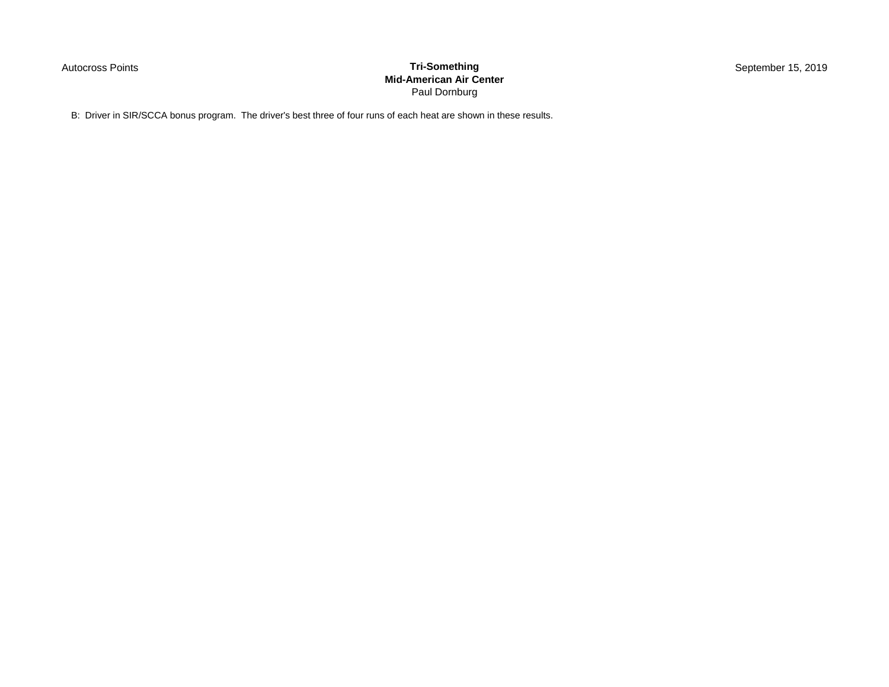B: Driver in SIR/SCCA bonus program. The driver's best three of four runs of each heat are shown in these results.